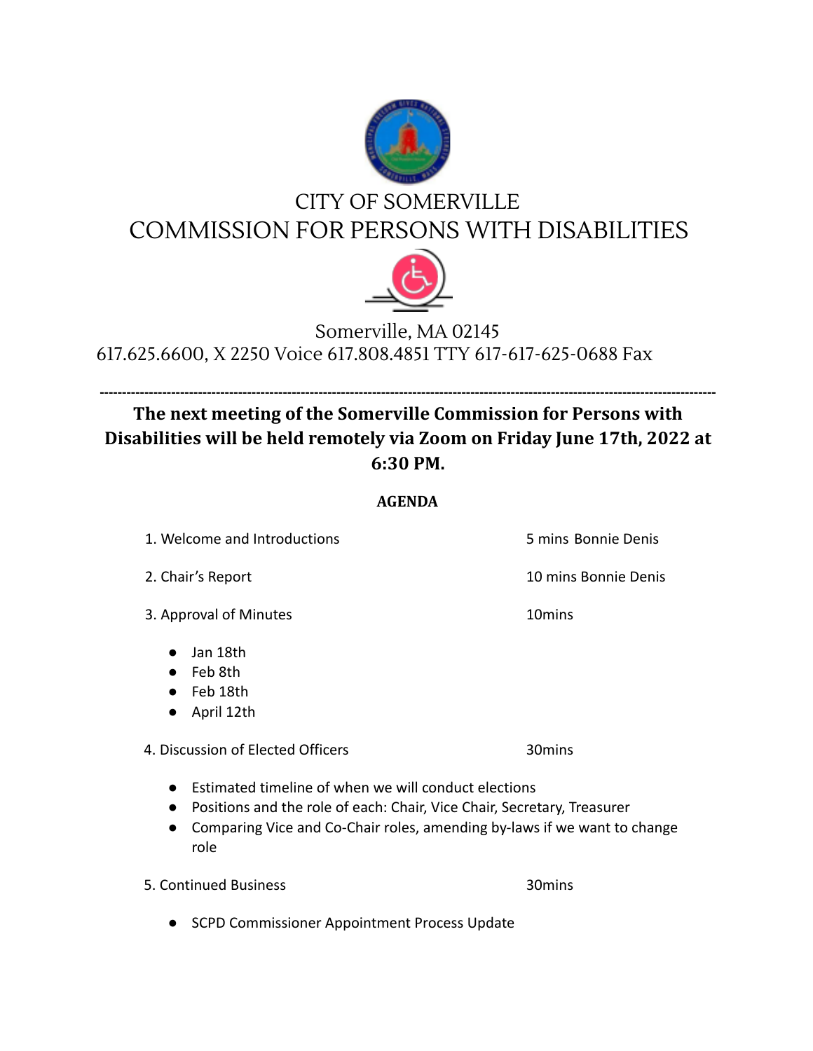# CITY OF SOMERVILLE
# COMMISSION FOR PERSONS WITH DISABILITIES

Somerville, MA 02145
617.625.6600, X 2250 Voice 617.808.4851 TTY 617-617-625-0688 Fax

---

**The next meeting of the Somerville Commission for Persons with Disabilities will be held remotely via Zoom on Friday June 17th, 2022 at 6:30 PM.**

## AGENDA

1. Welcome and Introductions — 5 mins Bonnie Denis
2. Chair's Report — 10 mins Bonnie Denis
3. Approval of Minutes — 10mins
   - Jan 18th
   - Feb 8th
   - Feb 18th
   - April 12th
4. Discussion of Elected Officers — 30mins
   - Estimated timeline of when we will conduct elections
   - Positions and the role of each: Chair, Vice Chair, Secretary, Treasurer
   - Comparing Vice and Co-Chair roles, amending by-laws if we want to change role
5. Continued Business — 30mins
   - SCPD Commissioner Appointment Process Update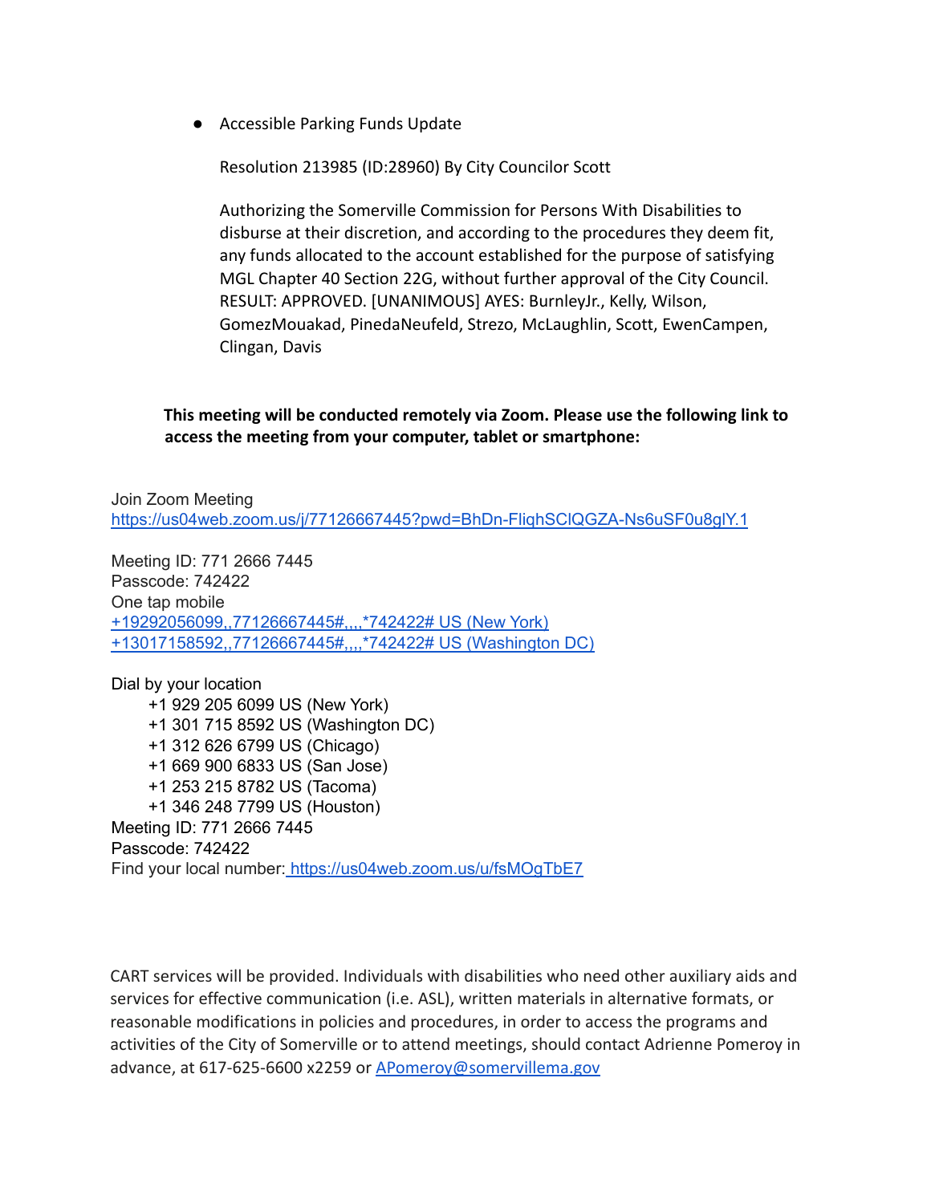- Accessible Parking Funds Update

  Resolution 213985 (ID:28960) By City Councilor Scott

  Authorizing the Somerville Commission for Persons With Disabilities to disburse at their discretion, and according to the procedures they deem fit, any funds allocated to the account established for the purpose of satisfying MGL Chapter 40 Section 22G, without further approval of the City Council. RESULT: APPROVED. [UNANIMOUS] AYES: BurnleyJr., Kelly, Wilson, GomezMouakad, PinedaNeufeld, Strezo, McLaughlin, Scott, EwenCampen, Clingan, Davis

**This meeting will be conducted remotely via Zoom. Please use the following link to access the meeting from your computer, tablet or smartphone:**

Join Zoom Meeting
https://us04web.zoom.us/j/77126667445?pwd=BhDn-FliqhSClQGZA-Ns6uSF0u8glY.1

Meeting ID: 771 2666 7445
Passcode: 742422
One tap mobile
+19292056099,,77126667445#,,,,*742422# US (New York)
+13017158592,,77126667445#,,,,*742422# US (Washington DC)

Dial by your location
+1 929 205 6099 US (New York)
+1 301 715 8592 US (Washington DC)
+1 312 626 6799 US (Chicago)
+1 669 900 6833 US (San Jose)
+1 253 215 8782 US (Tacoma)
+1 346 248 7799 US (Houston)
Meeting ID: 771 2666 7445
Passcode: 742422
Find your local number: https://us04web.zoom.us/u/fsMOgTbE7

CART services will be provided. Individuals with disabilities who need other auxiliary aids and services for effective communication (i.e. ASL), written materials in alternative formats, or reasonable modifications in policies and procedures, in order to access the programs and activities of the City of Somerville or to attend meetings, should contact Adrienne Pomeroy in advance, at 617-625-6600 x2259 or APomeroy@somervillema.gov